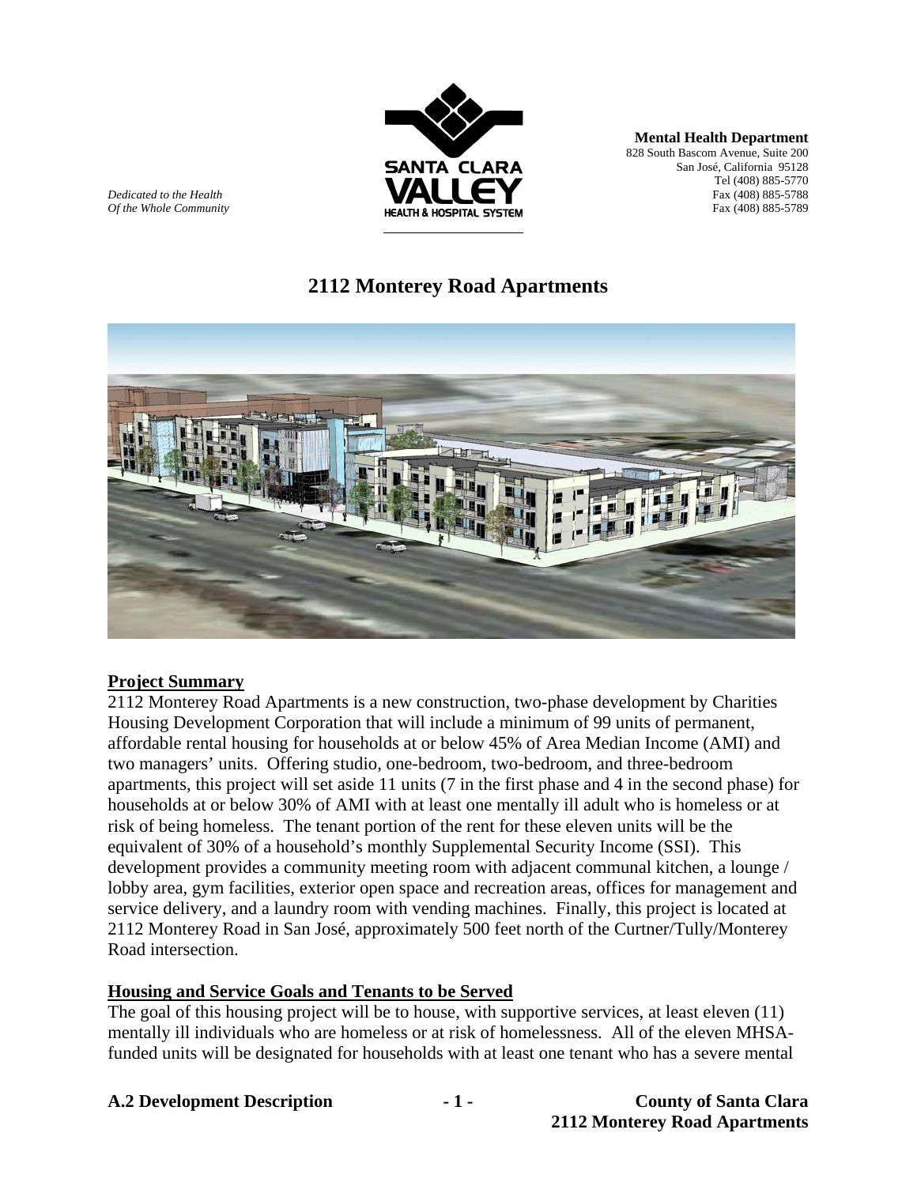*Dedicated to the Health*
*Of the Whole Community*

**Mental Health Department**
828 South Bascom Avenue, Suite 200
San José, California 95128
Tel (408) 885-5770
Fax (408) 885-5788
Fax (408) 885-5789

# 2112 Monterey Road Apartments

## Project Summary

2112 Monterey Road Apartments is a new construction, two-phase development by Charities Housing Development Corporation that will include a minimum of 99 units of permanent, affordable rental housing for households at or below 45% of Area Median Income (AMI) and two managers' units. Offering studio, one-bedroom, two-bedroom, and three-bedroom apartments, this project will set aside 11 units (7 in the first phase and 4 in the second phase) for households at or below 30% of AMI with at least one mentally ill adult who is homeless or at risk of being homeless. The tenant portion of the rent for these eleven units will be the equivalent of 30% of a household's monthly Supplemental Security Income (SSI). This development provides a community meeting room with adjacent communal kitchen, a lounge / lobby area, gym facilities, exterior open space and recreation areas, offices for management and service delivery, and a laundry room with vending machines. Finally, this project is located at 2112 Monterey Road in San José, approximately 500 feet north of the Curtner/Tully/Monterey Road intersection.

## Housing and Service Goals and Tenants to be Served

The goal of this housing project will be to house, with supportive services, at least eleven (11) mentally ill individuals who are homeless or at risk of homelessness. All of the eleven MHSA-funded units will be designated for households with at least one tenant who has a severe mental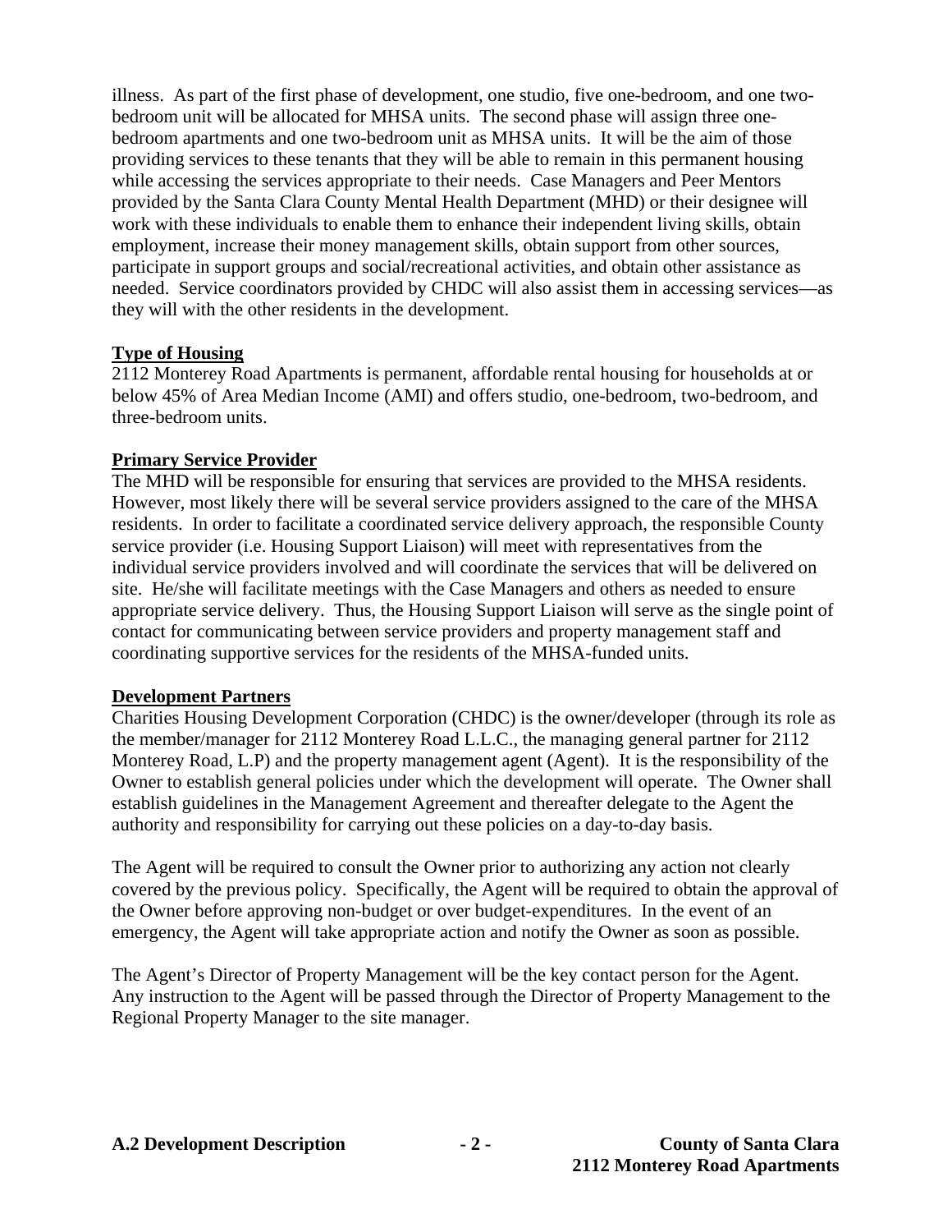illness. As part of the first phase of development, one studio, five one-bedroom, and one two-bedroom unit will be allocated for MHSA units. The second phase will assign three one-bedroom apartments and one two-bedroom unit as MHSA units. It will be the aim of those providing services to these tenants that they will be able to remain in this permanent housing while accessing the services appropriate to their needs. Case Managers and Peer Mentors provided by the Santa Clara County Mental Health Department (MHD) or their designee will work with these individuals to enable them to enhance their independent living skills, obtain employment, increase their money management skills, obtain support from other sources, participate in support groups and social/recreational activities, and obtain other assistance as needed. Service coordinators provided by CHDC will also assist them in accessing services—as they will with the other residents in the development.

**Type of Housing**

2112 Monterey Road Apartments is permanent, affordable rental housing for households at or below 45% of Area Median Income (AMI) and offers studio, one-bedroom, two-bedroom, and three-bedroom units.

**Primary Service Provider**

The MHD will be responsible for ensuring that services are provided to the MHSA residents. However, most likely there will be several service providers assigned to the care of the MHSA residents. In order to facilitate a coordinated service delivery approach, the responsible County service provider (i.e. Housing Support Liaison) will meet with representatives from the individual service providers involved and will coordinate the services that will be delivered on site. He/she will facilitate meetings with the Case Managers and others as needed to ensure appropriate service delivery. Thus, the Housing Support Liaison will serve as the single point of contact for communicating between service providers and property management staff and coordinating supportive services for the residents of the MHSA-funded units.

**Development Partners**

Charities Housing Development Corporation (CHDC) is the owner/developer (through its role as the member/manager for 2112 Monterey Road L.L.C., the managing general partner for 2112 Monterey Road, L.P) and the property management agent (Agent). It is the responsibility of the Owner to establish general policies under which the development will operate. The Owner shall establish guidelines in the Management Agreement and thereafter delegate to the Agent the authority and responsibility for carrying out these policies on a day-to-day basis.

The Agent will be required to consult the Owner prior to authorizing any action not clearly covered by the previous policy. Specifically, the Agent will be required to obtain the approval of the Owner before approving non-budget or over budget-expenditures. In the event of an emergency, the Agent will take appropriate action and notify the Owner as soon as possible.

The Agent's Director of Property Management will be the key contact person for the Agent. Any instruction to the Agent will be passed through the Director of Property Management to the Regional Property Manager to the site manager.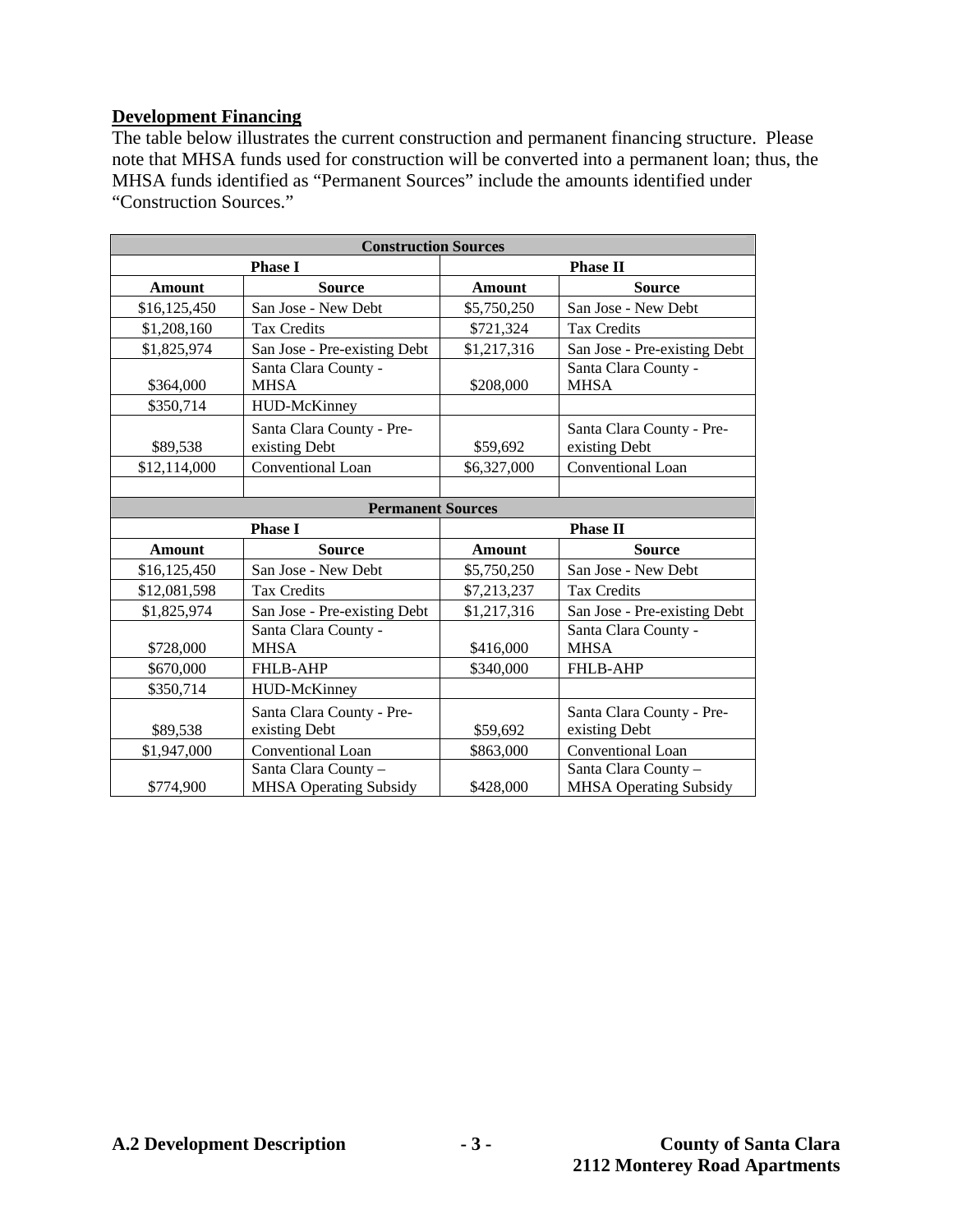**Development Financing**

The table below illustrates the current construction and permanent financing structure. Please note that MHSA funds used for construction will be converted into a permanent loan; thus, the MHSA funds identified as "Permanent Sources" include the amounts identified under "Construction Sources."

| Construction Sources | | | |
|---|---|---|---|
| Phase I | | Phase II | |
| Amount | Source | Amount | Source |
| $16,125,450 | San Jose - New Debt | $5,750,250 | San Jose - New Debt |
| $1,208,160 | Tax Credits | $721,324 | Tax Credits |
| $1,825,974 | San Jose - Pre-existing Debt | $1,217,316 | San Jose - Pre-existing Debt |
| $364,000 | Santa Clara County - MHSA | $208,000 | Santa Clara County - MHSA |
| $350,714 | HUD-McKinney | | |
| $89,538 | Santa Clara County - Pre-existing Debt | $59,692 | Santa Clara County - Pre-existing Debt |
| $12,114,000 | Conventional Loan | $6,327,000 | Conventional Loan |
| | | | |
| **Permanent Sources** | | | |
| Phase I | | Phase II | |
| Amount | Source | Amount | Source |
| $16,125,450 | San Jose - New Debt | $5,750,250 | San Jose - New Debt |
| $12,081,598 | Tax Credits | $7,213,237 | Tax Credits |
| $1,825,974 | San Jose - Pre-existing Debt | $1,217,316 | San Jose - Pre-existing Debt |
| $728,000 | Santa Clara County - MHSA | $416,000 | Santa Clara County - MHSA |
| $670,000 | FHLB-AHP | $340,000 | FHLB-AHP |
| $350,714 | HUD-McKinney | | |
| $89,538 | Santa Clara County - Pre-existing Debt | $59,692 | Santa Clara County - Pre-existing Debt |
| $1,947,000 | Conventional Loan | $863,000 | Conventional Loan |
| $774,900 | Santa Clara County – MHSA Operating Subsidy | $428,000 | Santa Clara County – MHSA Operating Subsidy |